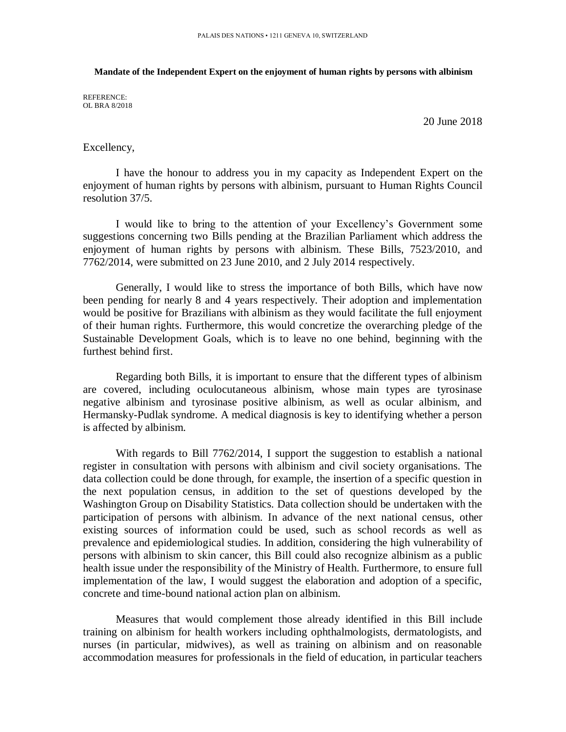PALAIS DES NATIONS • 1211 GENEVA 10, SWITZERLAND

**Mandate of the Independent Expert on the enjoyment of human rights by persons with albinism**

REFERENCE:
OL BRA 8/2018

20 June 2018

Excellency,

I have the honour to address you in my capacity as Independent Expert on the enjoyment of human rights by persons with albinism, pursuant to Human Rights Council resolution 37/5.

I would like to bring to the attention of your Excellency's Government some suggestions concerning two Bills pending at the Brazilian Parliament which address the enjoyment of human rights by persons with albinism. These Bills, 7523/2010, and 7762/2014, were submitted on 23 June 2010, and 2 July 2014 respectively.

Generally, I would like to stress the importance of both Bills, which have now been pending for nearly 8 and 4 years respectively. Their adoption and implementation would be positive for Brazilians with albinism as they would facilitate the full enjoyment of their human rights. Furthermore, this would concretize the overarching pledge of the Sustainable Development Goals, which is to leave no one behind, beginning with the furthest behind first.

Regarding both Bills, it is important to ensure that the different types of albinism are covered, including oculocutaneous albinism, whose main types are tyrosinase negative albinism and tyrosinase positive albinism, as well as ocular albinism, and Hermansky-Pudlak syndrome. A medical diagnosis is key to identifying whether a person is affected by albinism.

With regards to Bill 7762/2014, I support the suggestion to establish a national register in consultation with persons with albinism and civil society organisations. The data collection could be done through, for example, the insertion of a specific question in the next population census, in addition to the set of questions developed by the Washington Group on Disability Statistics. Data collection should be undertaken with the participation of persons with albinism. In advance of the next national census, other existing sources of information could be used, such as school records as well as prevalence and epidemiological studies. In addition, considering the high vulnerability of persons with albinism to skin cancer, this Bill could also recognize albinism as a public health issue under the responsibility of the Ministry of Health. Furthermore, to ensure full implementation of the law, I would suggest the elaboration and adoption of a specific, concrete and time-bound national action plan on albinism.

Measures that would complement those already identified in this Bill include training on albinism for health workers including ophthalmologists, dermatologists, and nurses (in particular, midwives), as well as training on albinism and on reasonable accommodation measures for professionals in the field of education, in particular teachers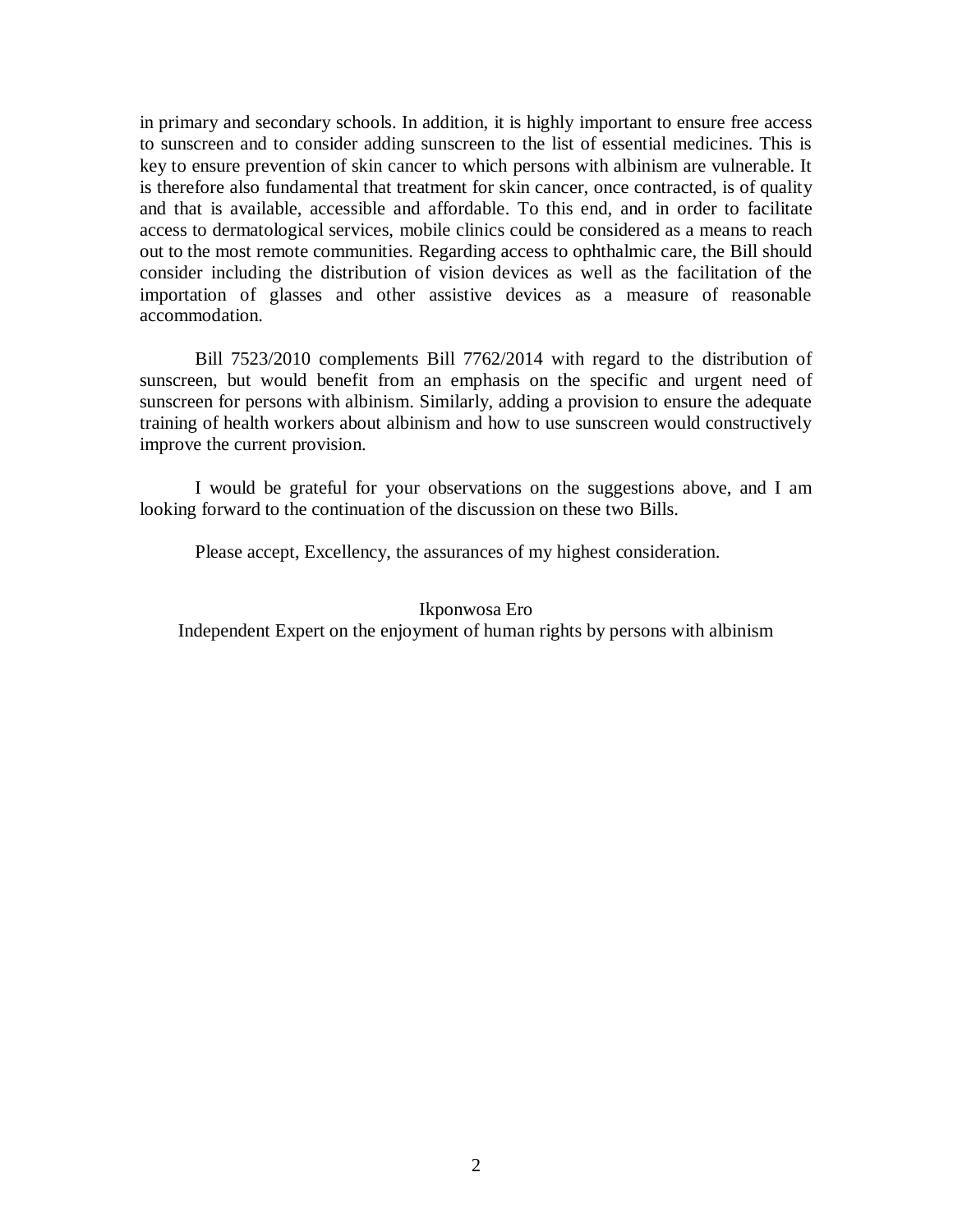in primary and secondary schools. In addition, it is highly important to ensure free access to sunscreen and to consider adding sunscreen to the list of essential medicines. This is key to ensure prevention of skin cancer to which persons with albinism are vulnerable. It is therefore also fundamental that treatment for skin cancer, once contracted, is of quality and that is available, accessible and affordable. To this end, and in order to facilitate access to dermatological services, mobile clinics could be considered as a means to reach out to the most remote communities. Regarding access to ophthalmic care, the Bill should consider including the distribution of vision devices as well as the facilitation of the importation of glasses and other assistive devices as a measure of reasonable accommodation.

Bill 7523/2010 complements Bill 7762/2014 with regard to the distribution of sunscreen, but would benefit from an emphasis on the specific and urgent need of sunscreen for persons with albinism. Similarly, adding a provision to ensure the adequate training of health workers about albinism and how to use sunscreen would constructively improve the current provision.

I would be grateful for your observations on the suggestions above, and I am looking forward to the continuation of the discussion on these two Bills.

Please accept, Excellency, the assurances of my highest consideration.

Ikponwosa Ero
Independent Expert on the enjoyment of human rights by persons with albinism